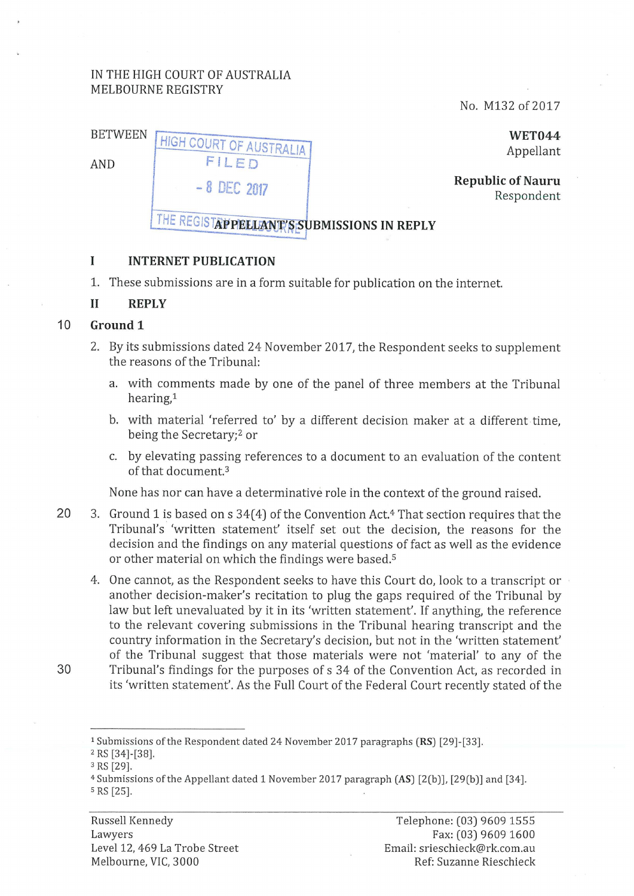IN THE HIGH COURT OF AUSTRALIA
MELBOURNE REGISTRY

No. M132 of 2017

BETWEEN

**WET044**
Appellant

AND

**Republic of Nauru**
Respondent

HIGH COURT OF AUSTRALIA
FILED
- 8 DEC 2017
THE REGISTRY MELBOURNE

**APPELLANT'S SUBMISSIONS IN REPLY**

## I INTERNET PUBLICATION

1. These submissions are in a form suitable for publication on the internet.

## II REPLY

### Ground 1

2. By its submissions dated 24 November 2017, the Respondent seeks to supplement the reasons of the Tribunal:

   a. with comments made by one of the panel of three members at the Tribunal hearing,[1]

   b. with material 'referred to' by a different decision maker at a different time, being the Secretary;[2] or

   c. by elevating passing references to a document to an evaluation of the content of that document.[3]

   None has nor can have a determinative role in the context of the ground raised.

3. Ground 1 is based on s 34(4) of the Convention Act.[4] That section requires that the Tribunal's 'written statement' itself set out the decision, the reasons for the decision and the findings on any material questions of fact as well as the evidence or other material on which the findings were based.[5]

4. One cannot, as the Respondent seeks to have this Court do, look to a transcript or another decision-maker's recitation to plug the gaps required of the Tribunal by law but left unevaluated by it in its 'written statement'. If anything, the reference to the relevant covering submissions in the Tribunal hearing transcript and the country information in the Secretary's decision, but not in the 'written statement' of the Tribunal suggest that those materials were not 'material' to any of the Tribunal's findings for the purposes of s 34 of the Convention Act, as recorded in its 'written statement'. As the Full Court of the Federal Court recently stated of the

---

[1] Submissions of the Respondent dated 24 November 2017 paragraphs (**RS**) [29]-[33].
[2] RS [34]-[38].
[3] RS [29].
[4] Submissions of the Appellant dated 1 November 2017 paragraph (**AS**) [2(b)], [29(b)] and [34].
[5] RS [25].

Russell Kennedy
Lawyers
Level 12, 469 La Trobe Street
Melbourne, VIC, 3000

Telephone: (03) 9609 1555
Fax: (03) 9609 1600
Email: srieschieck@rk.com.au
Ref: Suzanne Rieschieck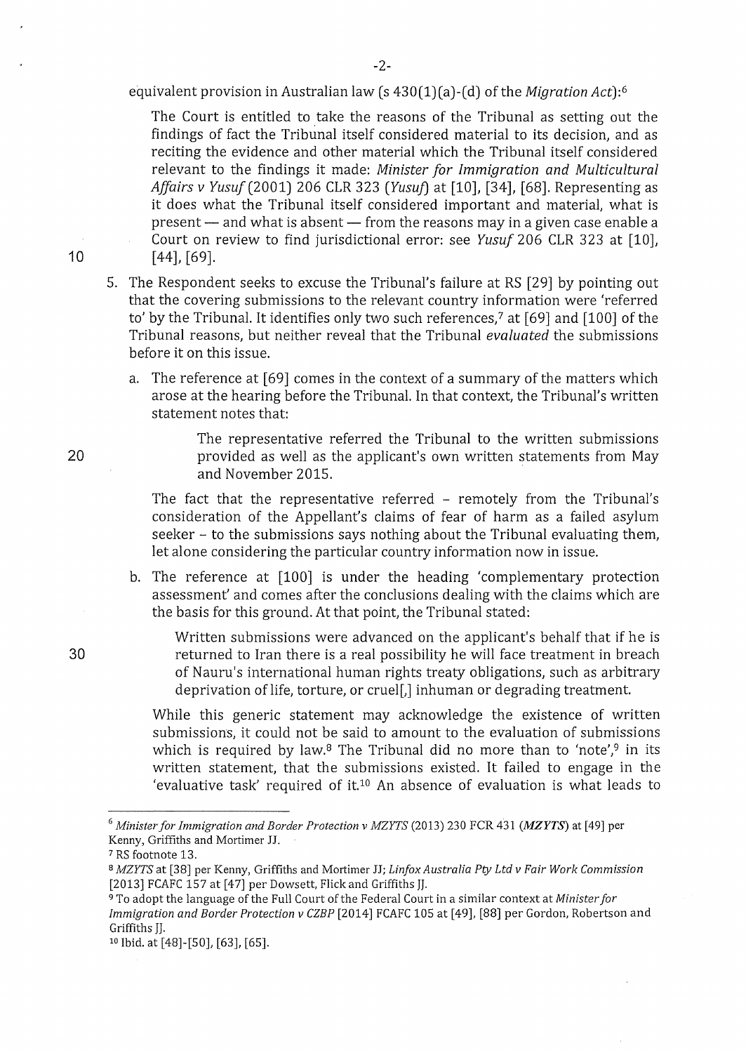equivalent provision in Australian law (s 430(1)(a)-(d) of the *Migration Act*):[6]

> The Court is entitled to take the reasons of the Tribunal as setting out the findings of fact the Tribunal itself considered material to its decision, and as reciting the evidence and other material which the Tribunal itself considered relevant to the findings it made: *Minister for Immigration and Multicultural Affairs v Yusuf* (2001) 206 CLR 323 (*Yusuf*) at [10], [34], [68]. Representing as it does what the Tribunal itself considered important and material, what is present — and what is absent — from the reasons may in a given case enable a Court on review to find jurisdictional error: see *Yusuf* 206 CLR 323 at [10], [44], [69].

5. The Respondent seeks to excuse the Tribunal's failure at RS [29] by pointing out that the covering submissions to the relevant country information were 'referred to' by the Tribunal. It identifies only two such references,[7] at [69] and [100] of the Tribunal reasons, but neither reveal that the Tribunal *evaluated* the submissions before it on this issue.

   a. The reference at [69] comes in the context of a summary of the matters which arose at the hearing before the Tribunal. In that context, the Tribunal's written statement notes that:

      > The representative referred the Tribunal to the written submissions provided as well as the applicant's own written statements from May and November 2015.

      The fact that the representative referred – remotely from the Tribunal's consideration of the Appellant's claims of fear of harm as a failed asylum seeker – to the submissions says nothing about the Tribunal evaluating them, let alone considering the particular country information now in issue.

   b. The reference at [100] is under the heading 'complementary protection assessment' and comes after the conclusions dealing with the claims which are the basis for this ground. At that point, the Tribunal stated:

      > Written submissions were advanced on the applicant's behalf that if he is returned to Iran there is a real possibility he will face treatment in breach of Nauru's international human rights treaty obligations, such as arbitrary deprivation of life, torture, or cruel[,] inhuman or degrading treatment.

      While this generic statement may acknowledge the existence of written submissions, it could not be said to amount to the evaluation of submissions which is required by law.[8] The Tribunal did no more than to 'note',[9] in its written statement, that the submissions existed. It failed to engage in the 'evaluative task' required of it.[10] An absence of evaluation is what leads to

---

[6] *Minister for Immigration and Border Protection v MZYTS* (2013) 230 FCR 431 (***MZYTS***) at [49] per Kenny, Griffiths and Mortimer JJ.

[7] RS footnote 13.

[8] *MZYTS* at [38] per Kenny, Griffiths and Mortimer JJ; *Linfox Australia Pty Ltd v Fair Work Commission* [2013] FCAFC 157 at [47] per Dowsett, Flick and Griffiths JJ.

[9] To adopt the language of the Full Court of the Federal Court in a similar context at *Minister for Immigration and Border Protection v CZBP* [2014] FCAFC 105 at [49], [88] per Gordon, Robertson and Griffiths JJ.

[10] Ibid. at [48]-[50], [63], [65].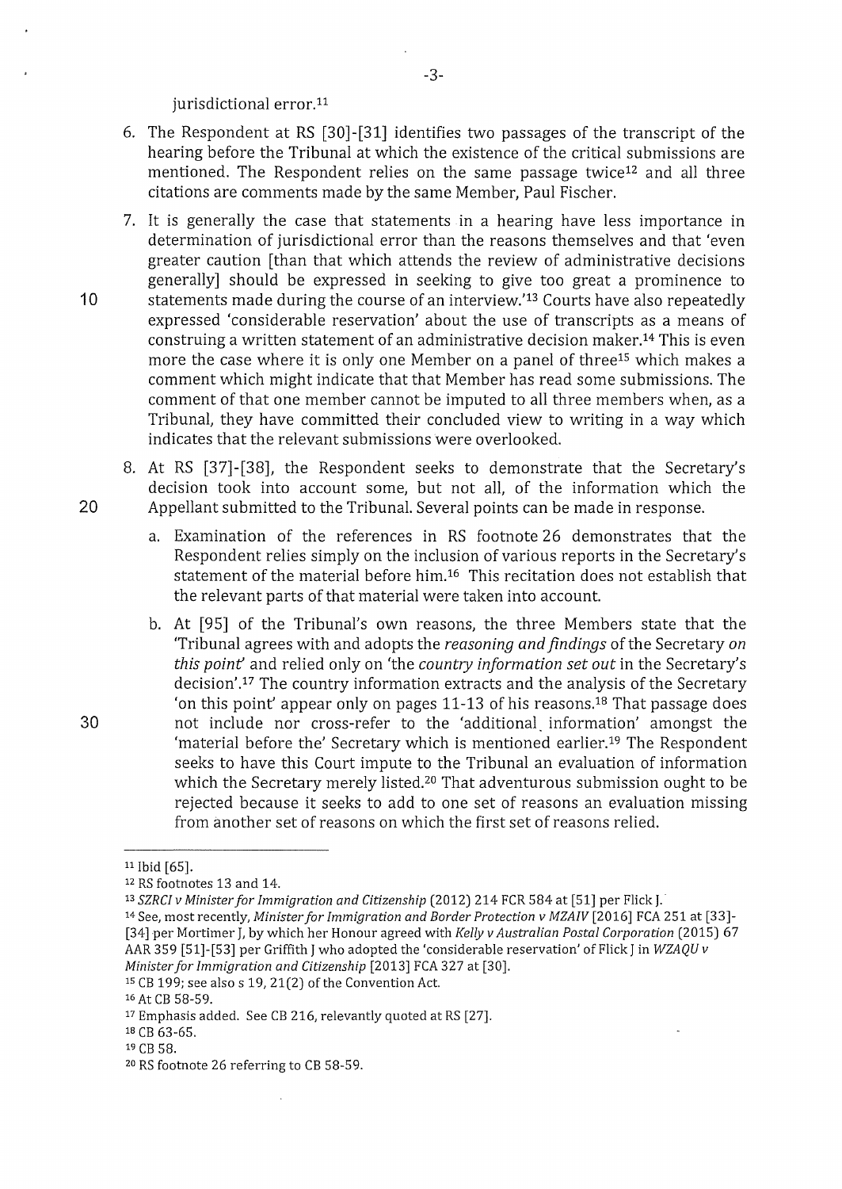jurisdictional error.[11]

6. The Respondent at RS [30]-[31] identifies two passages of the transcript of the hearing before the Tribunal at which the existence of the critical submissions are mentioned. The Respondent relies on the same passage twice[12] and all three citations are comments made by the same Member, Paul Fischer.

7. It is generally the case that statements in a hearing have less importance in determination of jurisdictional error than the reasons themselves and that 'even greater caution [than that which attends the review of administrative decisions generally] should be expressed in seeking to give too great a prominence to statements made during the course of an interview.'[13] Courts have also repeatedly expressed 'considerable reservation' about the use of transcripts as a means of construing a written statement of an administrative decision maker.[14] This is even more the case where it is only one Member on a panel of three[15] which makes a comment which might indicate that that Member has read some submissions. The comment of that one member cannot be imputed to all three members when, as a Tribunal, they have committed their concluded view to writing in a way which indicates that the relevant submissions were overlooked.

8. At RS [37]-[38], the Respondent seeks to demonstrate that the Secretary's decision took into account some, but not all, of the information which the Appellant submitted to the Tribunal. Several points can be made in response.

   a. Examination of the references in RS footnote 26 demonstrates that the Respondent relies simply on the inclusion of various reports in the Secretary's statement of the material before him.[16] This recitation does not establish that the relevant parts of that material were taken into account.

   b. At [95] of the Tribunal's own reasons, the three Members state that the 'Tribunal agrees with and adopts the *reasoning and findings* of the Secretary *on this point*' and relied only on 'the *country information set out* in the Secretary's decision'.[17] The country information extracts and the analysis of the Secretary 'on this point' appear only on pages 11-13 of his reasons.[18] That passage does not include nor cross-refer to the 'additional information' amongst the 'material before the' Secretary which is mentioned earlier.[19] The Respondent seeks to have this Court impute to the Tribunal an evaluation of information which the Secretary merely listed.[20] That adventurous submission ought to be rejected because it seeks to add to one set of reasons an evaluation missing from another set of reasons on which the first set of reasons relied.

---

[11] Ibid [65].

[12] RS footnotes 13 and 14.

[13] *SZRCI v Minister for Immigration and Citizenship* (2012) 214 FCR 584 at [51] per Flick J.

[14] See, most recently, *Minister for Immigration and Border Protection v MZAIV* [2016] FCA 251 at [33]-[34] per Mortimer J, by which her Honour agreed with *Kelly v Australian Postal Corporation* (2015) 67 AAR 359 [51]-[53] per Griffith J who adopted the 'considerable reservation' of Flick J in *WZAQU v Minister for Immigration and Citizenship* [2013] FCA 327 at [30].

[15] CB 199; see also s 19, 21(2) of the Convention Act.

[16] At CB 58-59.

[17] Emphasis added. See CB 216, relevantly quoted at RS [27].

[18] CB 63-65.

[19] CB 58.

[20] RS footnote 26 referring to CB 58-59.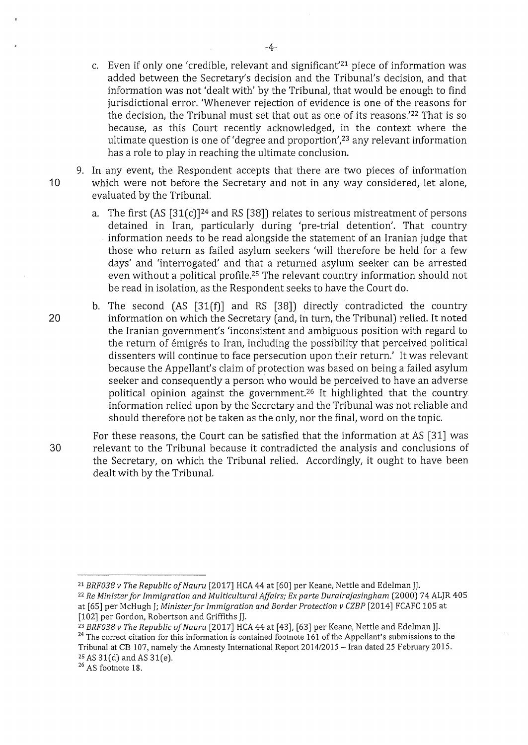c. Even if only one 'credible, relevant and significant'[21] piece of information was added between the Secretary's decision and the Tribunal's decision, and that information was not 'dealt with' by the Tribunal, that would be enough to find jurisdictional error. 'Whenever rejection of evidence is one of the reasons for the decision, the Tribunal must set that out as one of its reasons.'[22] That is so because, as this Court recently acknowledged, in the context where the ultimate question is one of 'degree and proportion',[23] any relevant information has a role to play in reaching the ultimate conclusion.

9. In any event, the Respondent accepts that there are two pieces of information which were not before the Secretary and not in any way considered, let alone, evaluated by the Tribunal.

   a. The first (AS [31(c)][24] and RS [38]) relates to serious mistreatment of persons detained in Iran, particularly during 'pre-trial detention'. That country information needs to be read alongside the statement of an Iranian judge that those who return as failed asylum seekers 'will therefore be held for a few days' and 'interrogated' and that a returned asylum seeker can be arrested even without a political profile.[25] The relevant country information should not be read in isolation, as the Respondent seeks to have the Court do.

   b. The second (AS [31(f)] and RS [38]) directly contradicted the country information on which the Secretary (and, in turn, the Tribunal) relied. It noted the Iranian government's 'inconsistent and ambiguous position with regard to the return of émigrés to Iran, including the possibility that perceived political dissenters will continue to face persecution upon their return.' It was relevant because the Appellant's claim of protection was based on being a failed asylum seeker and consequently a person who would be perceived to have an adverse political opinion against the government.[26] It highlighted that the country information relied upon by the Secretary and the Tribunal was not reliable and should therefore not be taken as the only, nor the final, word on the topic.

   For these reasons, the Court can be satisfied that the information at AS [31] was relevant to the Tribunal because it contradicted the analysis and conclusions of the Secretary, on which the Tribunal relied. Accordingly, it ought to have been dealt with by the Tribunal.

---

[21] *BRF038 v The Republic of Nauru* [2017] HCA 44 at [60] per Keane, Nettle and Edelman JJ.

[22] *Re Minister for Immigration and Multicultural Affairs; Ex parte Durairajasingham* (2000) 74 ALJR 405 at [65] per McHugh J; *Minister for Immigration and Border Protection v CZBP* [2014] FCAFC 105 at [102] per Gordon, Robertson and Griffiths JJ.

[23] *BRF038 v The Republic of Nauru* [2017] HCA 44 at [43], [63] per Keane, Nettle and Edelman JJ.

[24] The correct citation for this information is contained footnote 161 of the Appellant's submissions to the Tribunal at CB 107, namely the Amnesty International Report 2014/2015 – Iran dated 25 February 2015.

[25] AS 31(d) and AS 31(e).

[26] AS footnote 18.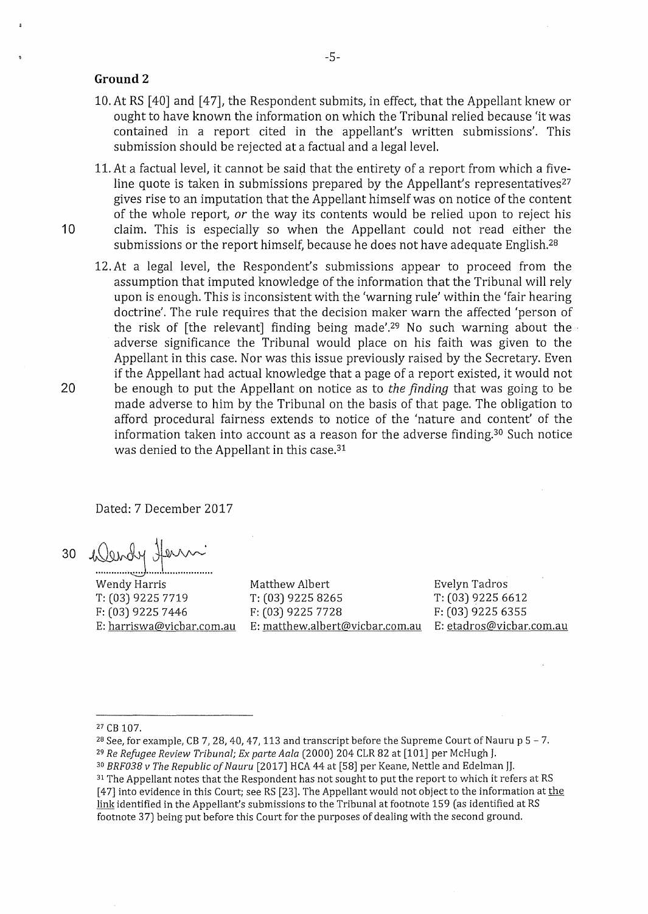## Ground 2

10. At RS [40] and [47], the Respondent submits, in effect, that the Appellant knew or ought to have known the information on which the Tribunal relied because 'it was contained in a report cited in the appellant's written submissions'. This submission should be rejected at a factual and a legal level.

11. At a factual level, it cannot be said that the entirety of a report from which a five-line quote is taken in submissions prepared by the Appellant's representatives[27] gives rise to an imputation that the Appellant himself was on notice of the content of the whole report, *or* the way its contents would be relied upon to reject his claim. This is especially so when the Appellant could not read either the submissions or the report himself, because he does not have adequate English.[28]

12. At a legal level, the Respondent's submissions appear to proceed from the assumption that imputed knowledge of the information that the Tribunal will rely upon is enough. This is inconsistent with the 'warning rule' within the 'fair hearing doctrine'. The rule requires that the decision maker warn the affected 'person of the risk of [the relevant] finding being made'.[29] No such warning about the adverse significance the Tribunal would place on his faith was given to the Appellant in this case. Nor was this issue previously raised by the Secretary. Even if the Appellant had actual knowledge that a page of a report existed, it would not be enough to put the Appellant on notice as to *the finding* that was going to be made adverse to him by the Tribunal on the basis of that page. The obligation to afford procedural fairness extends to notice of the 'nature and content' of the information taken into account as a reason for the adverse finding.[30] Such notice was denied to the Appellant in this case.[31]

Dated: 7 December 2017

| | | |
|---|---|---|
| Wendy Harris | Matthew Albert | Evelyn Tadros |
| T: (03) 9225 7719 | T: (03) 9225 8265 | T: (03) 9225 6612 |
| F: (03) 9225 7446 | F: (03) 9225 7728 | F: (03) 9225 6355 |
| E: harriswa@vicbar.com.au | E: matthew.albert@vicbar.com.au | E: etadros@vicbar.com.au |

---

[27] CB 107.

[28] See, for example, CB 7, 28, 40, 47, 113 and transcript before the Supreme Court of Nauru p 5 – 7.

[29] *Re Refugee Review Tribunal; Ex parte Aala* (2000) 204 CLR 82 at [101] per McHugh J.

[30] *BRF038 v The Republic of Nauru* [2017] HCA 44 at [58] per Keane, Nettle and Edelman JJ.

[31] The Appellant notes that the Respondent has not sought to put the report to which it refers at RS [47] into evidence in this Court; see RS [23]. The Appellant would not object to the information at the link identified in the Appellant's submissions to the Tribunal at footnote 159 (as identified at RS footnote 37) being put before this Court for the purposes of dealing with the second ground.